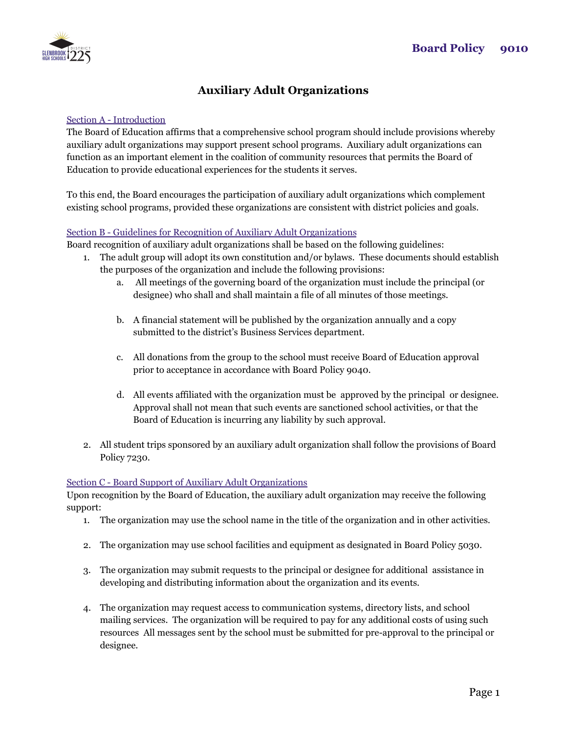# Board Policy 9010

## Auxiliary Adult Organizations

### Section A - Introduction

The Board of Education affirms that a comprehensive school program should include provisions whereby auxiliary adult organizations may support present school programs. Auxiliary adult organizations can function as an important element in the coalition of community resources that permits the Board of Education to provide educational experiences for the students it serves.

To this end, the Board encourages the participation of auxiliary adult organizations which complement existing school programs, provided these organizations are consistent with district policies and goals.

### Section B - Guidelines for Recognition of Auxiliary Adult Organizations

Board recognition of auxiliary adult organizations shall be based on the following guidelines:

1. The adult group will adopt its own constitution and/or bylaws. These documents should establish the purposes of the organization and include the following provisions:
   a. All meetings of the governing board of the organization must include the principal (or designee) who shall and shall maintain a file of all minutes of those meetings.

   b. A financial statement will be published by the organization annually and a copy submitted to the district's Business Services department.

   c. All donations from the group to the school must receive Board of Education approval prior to acceptance in accordance with Board Policy 9040.

   d. All events affiliated with the organization must be approved by the principal or designee. Approval shall not mean that such events are sanctioned school activities, or that the Board of Education is incurring any liability by such approval.

2. All student trips sponsored by an auxiliary adult organization shall follow the provisions of Board Policy 7230.

### Section C - Board Support of Auxiliary Adult Organizations

Upon recognition by the Board of Education, the auxiliary adult organization may receive the following support:

1. The organization may use the school name in the title of the organization and in other activities.

2. The organization may use school facilities and equipment as designated in Board Policy 5030.

3. The organization may submit requests to the principal or designee for additional assistance in developing and distributing information about the organization and its events.

4. The organization may request access to communication systems, directory lists, and school mailing services. The organization will be required to pay for any additional costs of using such resources All messages sent by the school must be submitted for pre-approval to the principal or designee.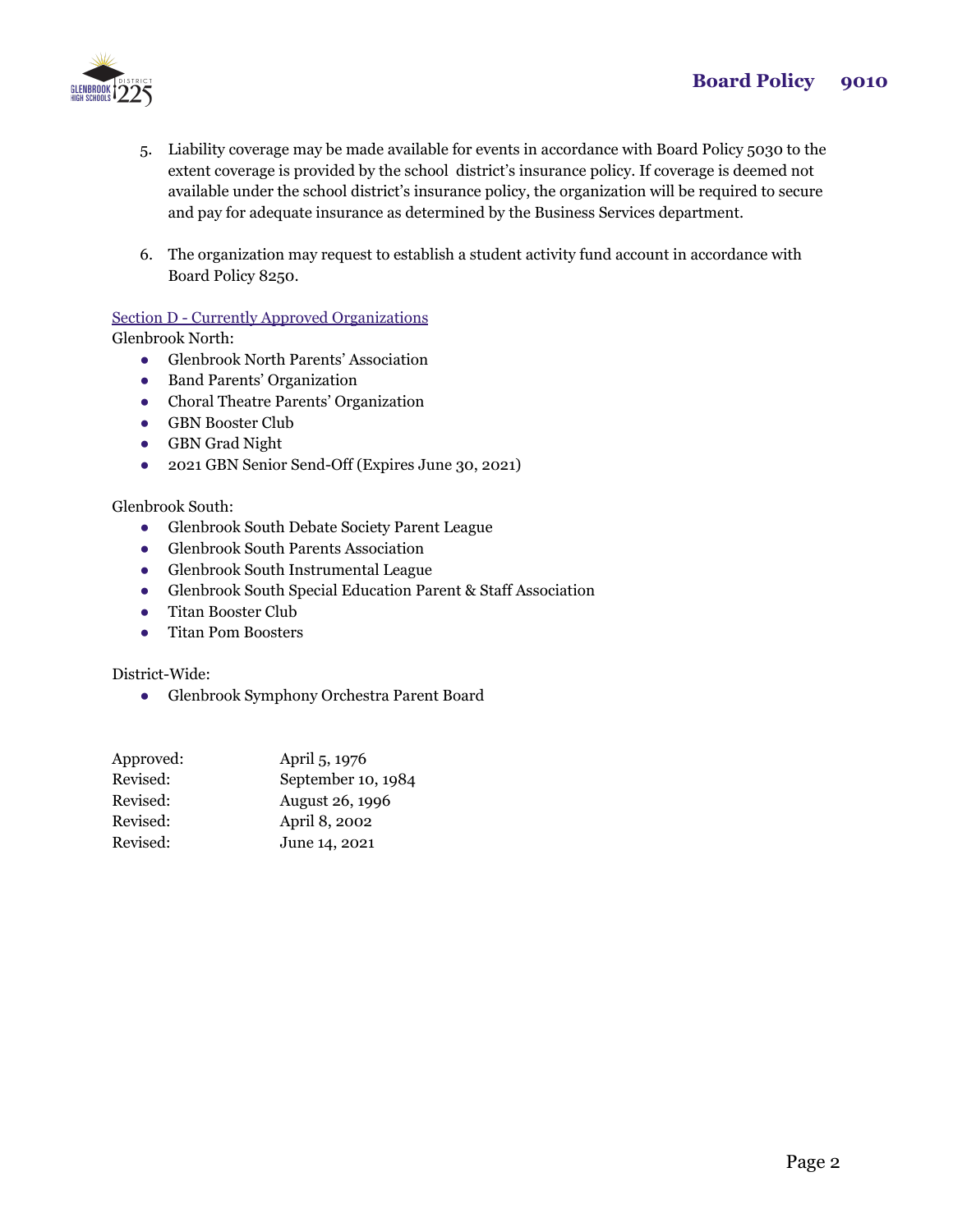5. Liability coverage may be made available for events in accordance with Board Policy 5030 to the extent coverage is provided by the school district's insurance policy. If coverage is deemed not available under the school district's insurance policy, the organization will be required to secure and pay for adequate insurance as determined by the Business Services department.

6. The organization may request to establish a student activity fund account in accordance with Board Policy 8250.

## Section D - Currently Approved Organizations

Glenbrook North:

- Glenbrook North Parents' Association
- Band Parents' Organization
- Choral Theatre Parents' Organization
- GBN Booster Club
- GBN Grad Night
- 2021 GBN Senior Send-Off (Expires June 30, 2021)

Glenbrook South:

- Glenbrook South Debate Society Parent League
- Glenbrook South Parents Association
- Glenbrook South Instrumental League
- Glenbrook South Special Education Parent & Staff Association
- Titan Booster Club
- Titan Pom Boosters

District-Wide:

- Glenbrook Symphony Orchestra Parent Board

| | |
|---|---|
| Approved: | April 5, 1976 |
| Revised: | September 10, 1984 |
| Revised: | August 26, 1996 |
| Revised: | April 8, 2002 |
| Revised: | June 14, 2021 |